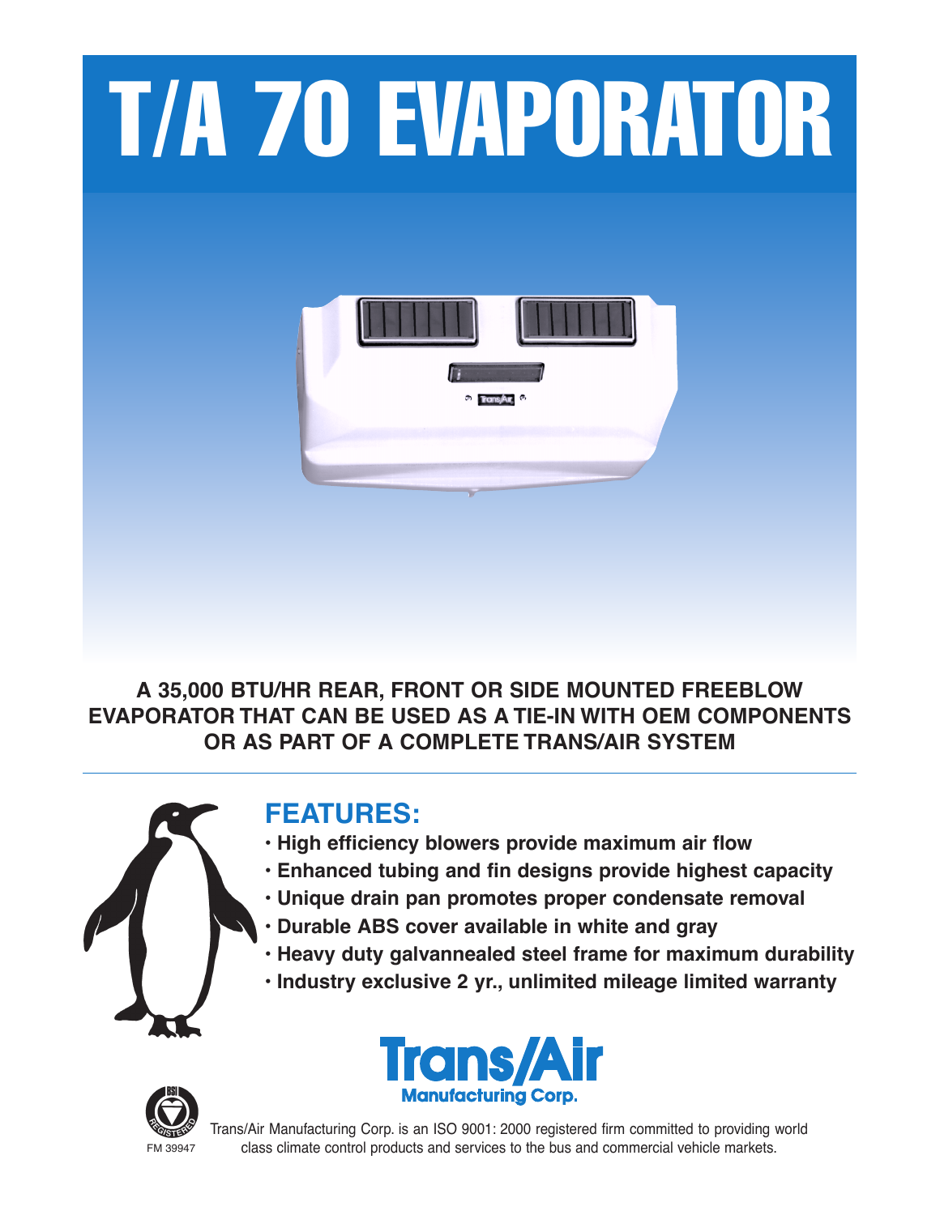# T/A 70 EVAPORATOR

**A 35,000 BTU/HR REAR, FRONT OR SIDE MOUNTED FREEBLOW EVAPORATOR THAT CAN BE USED AS A TIE-IN WITH OEM COMPONENTS OR AS PART OF A COMPLETE TRANS/AIR SYSTEM**

## FEATURES:

- **High efficiency blowers provide maximum air flow**
- **Enhanced tubing and fin designs provide highest capacity**
- **Unique drain pan promotes proper condensate removal**
- **Durable ABS cover available in white and gray**
- **Heavy duty galvannealed steel frame for maximum durability**
- **Industry exclusive 2 yr., unlimited mileage limited warranty**

**Trans/Air Manufacturing Corp.**

FM 39947

Trans/Air Manufacturing Corp. is an ISO 9001: 2000 registered firm committed to providing world class climate control products and services to the bus and commercial vehicle markets.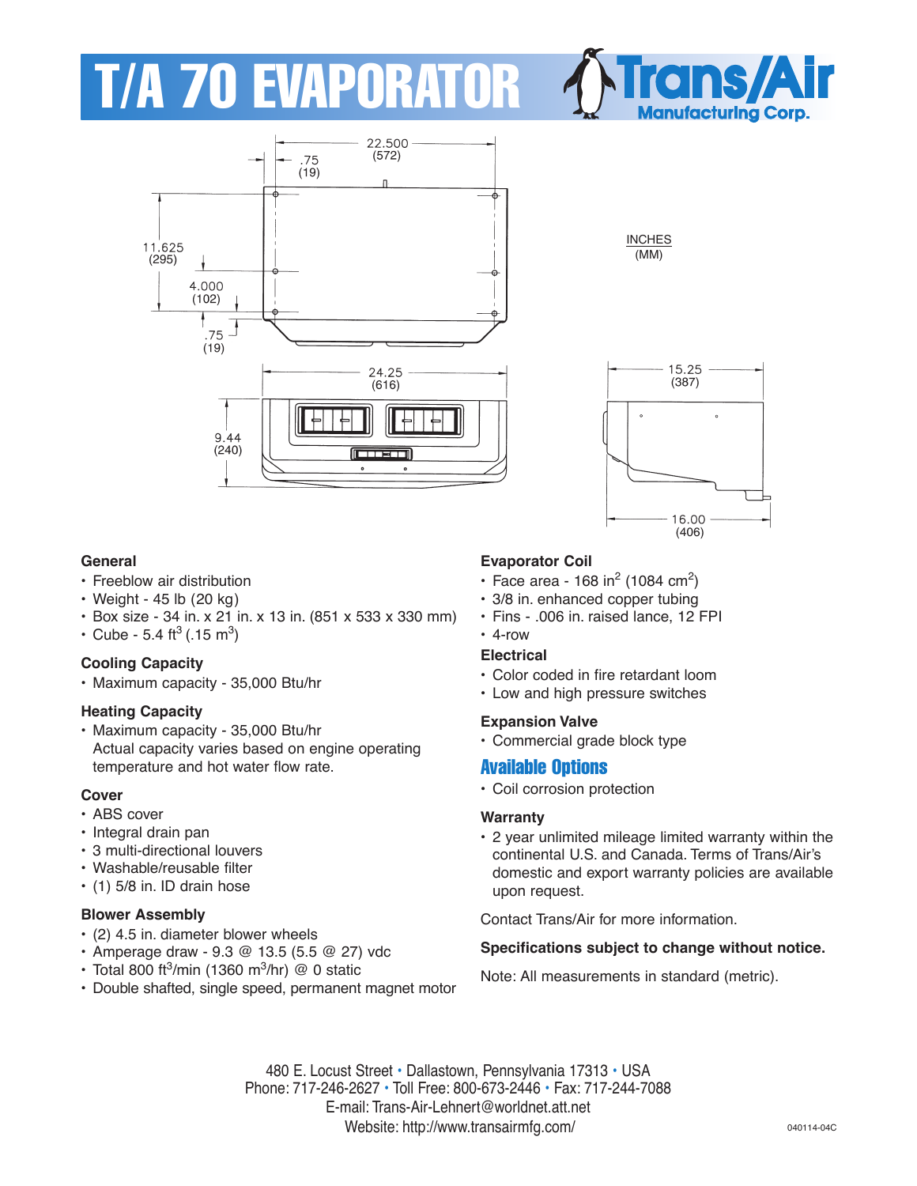# T/A 70 EVAPORATOR

Trans/Air Manufacturing Corp.

22.500 (572)
.75 (19)
11.625 (295)
4.000 (102)
.75 (19)
24.25 (616)
9.44 (240)
15.25 (387)
16.00 (406)
INCHES (MM)

### General

- Freeblow air distribution
- Weight - 45 lb (20 kg)
- Box size - 34 in. x 21 in. x 13 in. (851 x 533 x 330 mm)
- Cube - 5.4 $ft^3$ (.15 $m^3$)

### Cooling Capacity

- Maximum capacity - 35,000 Btu/hr

### Heating Capacity

- Maximum capacity - 35,000 Btu/hr
  Actual capacity varies based on engine operating temperature and hot water flow rate.

### Cover

- ABS cover
- Integral drain pan
- 3 multi-directional louvers
- Washable/reusable filter
- (1) 5/8 in. ID drain hose

### Blower Assembly

- (2) 4.5 in. diameter blower wheels
- Amperage draw - 9.3 @ 13.5 (5.5 @ 27) vdc
- Total 800 $ft^3$/min (1360 $m^3$/hr) @ 0 static
- Double shafted, single speed, permanent magnet motor

### Evaporator Coil

- Face area - 168 $in^2$ (1084 $cm^2$)
- 3/8 in. enhanced copper tubing
- Fins - .006 in. raised lance, 12 FPI
- 4-row

### Electrical

- Color coded in fire retardant loom
- Low and high pressure switches

### Expansion Valve

- Commercial grade block type

## Available Options

- Coil corrosion protection

### Warranty

- 2 year unlimited mileage limited warranty within the continental U.S. and Canada. Terms of Trans/Air's domestic and export warranty policies are available upon request.

Contact Trans/Air for more information.

**Specifications subject to change without notice.**

Note: All measurements in standard (metric).

480 E. Locust Street • Dallastown, Pennsylvania 17313 • USA
Phone: 717-246-2627 • Toll Free: 800-673-2446 • Fax: 717-244-7088
E-mail: Trans-Air-Lehnert@worldnet.att.net
Website: http://www.transairmfg.com/

040114-04C